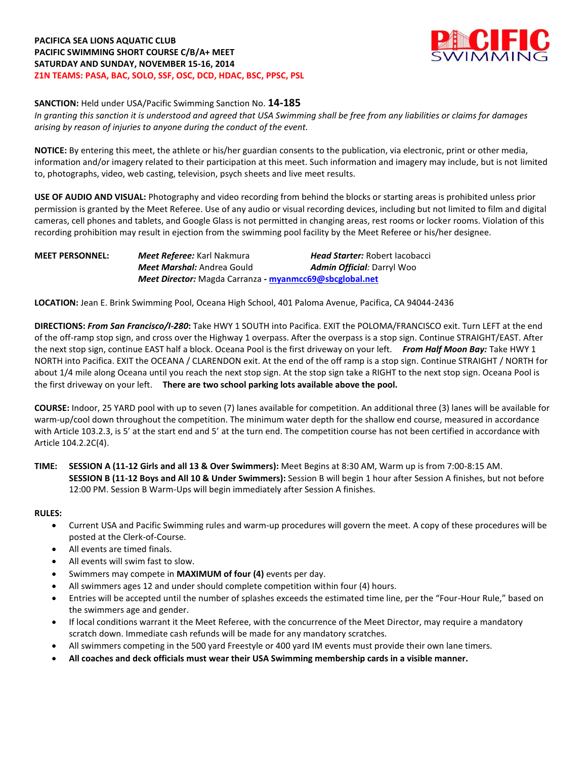**PACIFICA SEA LIONS AQUATIC CLUB**
**PACIFIC SWIMMING SHORT COURSE C/B/A+ MEET**
**SATURDAY AND SUNDAY, NOVEMBER 15-16, 2014**
**Z1N TEAMS: PASA, BAC, SOLO, SSF, OSC, DCD, HDAC, BSC, PPSC, PSL**

**SANCTION:** Held under USA/Pacific Swimming Sanction No. **14-185**
*In granting this sanction it is understood and agreed that USA Swimming shall be free from any liabilities or claims for damages arising by reason of injuries to anyone during the conduct of the event.*

**NOTICE:** By entering this meet, the athlete or his/her guardian consents to the publication, via electronic, print or other media, information and/or imagery related to their participation at this meet. Such information and imagery may include, but is not limited to, photographs, video, web casting, television, psych sheets and live meet results.

**USE OF AUDIO AND VISUAL:** Photography and video recording from behind the blocks or starting areas is prohibited unless prior permission is granted by the Meet Referee. Use of any audio or visual recording devices, including but not limited to film and digital cameras, cell phones and tablets, and Google Glass is not permitted in changing areas, rest rooms or locker rooms. Violation of this recording prohibition may result in ejection from the swimming pool facility by the Meet Referee or his/her designee.

**MEET PERSONNEL:** ***Meet Referee:*** Karl Nakmura ***Head Starter:*** Robert Iacobacci
***Meet Marshal:*** Andrea Gould ***Admin Official:*** Darryl Woo
***Meet Director:*** Magda Carranza - **myanmcc69@sbcglobal.net**

**LOCATION:** Jean E. Brink Swimming Pool, Oceana High School, 401 Paloma Avenue, Pacifica, CA 94044-2436

**DIRECTIONS:** ***From San Francisco/I-280*:** Take HWY 1 SOUTH into Pacifica. EXIT the POLOMA/FRANCISCO exit. Turn LEFT at the end of the off-ramp stop sign, and cross over the Highway 1 overpass. After the overpass is a stop sign. Continue STRAIGHT/EAST. After the next stop sign, continue EAST half a block. Oceana Pool is the first driveway on your left. ***From Half Moon Bay:*** Take HWY 1 NORTH into Pacifica. EXIT the OCEANA / CLARENDON exit. At the end of the off ramp is a stop sign. Continue STRAIGHT / NORTH for about 1/4 mile along Oceana until you reach the next stop sign. At the stop sign take a RIGHT to the next stop sign. Oceana Pool is the first driveway on your left. **There are two school parking lots available above the pool.**

**COURSE:** Indoor, 25 YARD pool with up to seven (7) lanes available for competition. An additional three (3) lanes will be available for warm-up/cool down throughout the competition. The minimum water depth for the shallow end course, measured in accordance with Article 103.2.3, is 5' at the start end and 5' at the turn end. The competition course has not been certified in accordance with Article 104.2.2C(4).

**TIME:** **SESSION A (11-12 Girls and all 13 & Over Swimmers):** Meet Begins at 8:30 AM, Warm up is from 7:00-8:15 AM.
**SESSION B (11-12 Boys and All 10 & Under Swimmers):** Session B will begin 1 hour after Session A finishes, but not before 12:00 PM. Session B Warm-Ups will begin immediately after Session A finishes.

**RULES:**

- Current USA and Pacific Swimming rules and warm-up procedures will govern the meet. A copy of these procedures will be posted at the Clerk-of-Course.
- All events are timed finals.
- All events will swim fast to slow.
- Swimmers may compete in **MAXIMUM of four (4)** events per day.
- All swimmers ages 12 and under should complete competition within four (4) hours.
- Entries will be accepted until the number of splashes exceeds the estimated time line, per the "Four-Hour Rule," based on the swimmers age and gender.
- If local conditions warrant it the Meet Referee, with the concurrence of the Meet Director, may require a mandatory scratch down. Immediate cash refunds will be made for any mandatory scratches.
- All swimmers competing in the 500 yard Freestyle or 400 yard IM events must provide their own lane timers.
- **All coaches and deck officials must wear their USA Swimming membership cards in a visible manner.**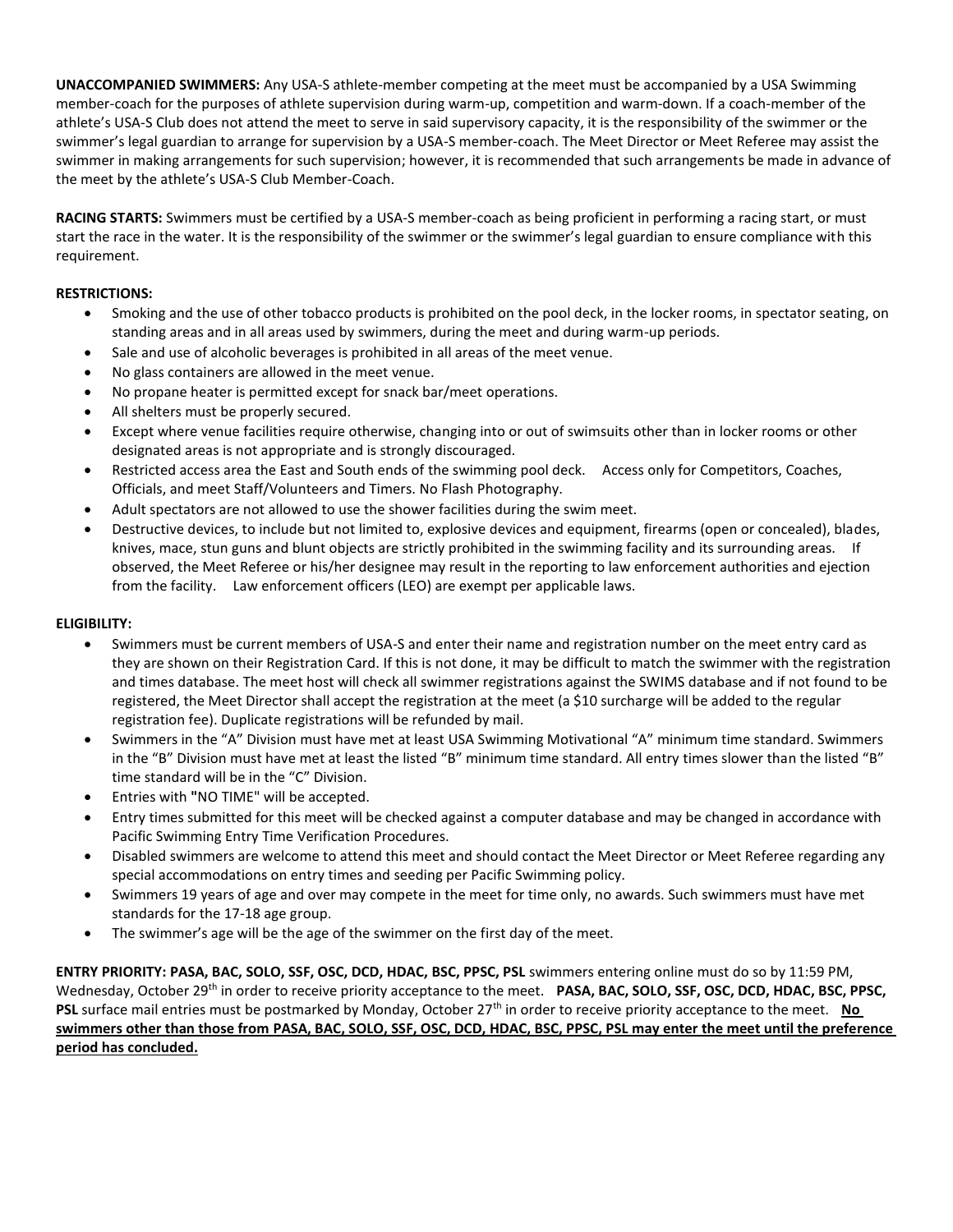**UNACCOMPANIED SWIMMERS:** Any USA-S athlete-member competing at the meet must be accompanied by a USA Swimming member-coach for the purposes of athlete supervision during warm-up, competition and warm-down. If a coach-member of the athlete's USA-S Club does not attend the meet to serve in said supervisory capacity, it is the responsibility of the swimmer or the swimmer's legal guardian to arrange for supervision by a USA-S member-coach. The Meet Director or Meet Referee may assist the swimmer in making arrangements for such supervision; however, it is recommended that such arrangements be made in advance of the meet by the athlete's USA-S Club Member-Coach.

**RACING STARTS:** Swimmers must be certified by a USA-S member-coach as being proficient in performing a racing start, or must start the race in the water. It is the responsibility of the swimmer or the swimmer's legal guardian to ensure compliance with this requirement.

**RESTRICTIONS:**

- Smoking and the use of other tobacco products is prohibited on the pool deck, in the locker rooms, in spectator seating, on standing areas and in all areas used by swimmers, during the meet and during warm-up periods.
- Sale and use of alcoholic beverages is prohibited in all areas of the meet venue.
- No glass containers are allowed in the meet venue.
- No propane heater is permitted except for snack bar/meet operations.
- All shelters must be properly secured.
- Except where venue facilities require otherwise, changing into or out of swimsuits other than in locker rooms or other designated areas is not appropriate and is strongly discouraged.
- Restricted access area the East and South ends of the swimming pool deck. Access only for Competitors, Coaches, Officials, and meet Staff/Volunteers and Timers. No Flash Photography.
- Adult spectators are not allowed to use the shower facilities during the swim meet.
- Destructive devices, to include but not limited to, explosive devices and equipment, firearms (open or concealed), blades, knives, mace, stun guns and blunt objects are strictly prohibited in the swimming facility and its surrounding areas. If observed, the Meet Referee or his/her designee may result in the reporting to law enforcement authorities and ejection from the facility. Law enforcement officers (LEO) are exempt per applicable laws.

**ELIGIBILITY:**

- Swimmers must be current members of USA-S and enter their name and registration number on the meet entry card as they are shown on their Registration Card. If this is not done, it may be difficult to match the swimmer with the registration and times database. The meet host will check all swimmer registrations against the SWIMS database and if not found to be registered, the Meet Director shall accept the registration at the meet (a $10 surcharge will be added to the regular registration fee). Duplicate registrations will be refunded by mail.
- Swimmers in the "A" Division must have met at least USA Swimming Motivational "A" minimum time standard. Swimmers in the "B" Division must have met at least the listed "B" minimum time standard. All entry times slower than the listed "B" time standard will be in the "C" Division.
- Entries with "NO TIME" will be accepted.
- Entry times submitted for this meet will be checked against a computer database and may be changed in accordance with Pacific Swimming Entry Time Verification Procedures.
- Disabled swimmers are welcome to attend this meet and should contact the Meet Director or Meet Referee regarding any special accommodations on entry times and seeding per Pacific Swimming policy.
- Swimmers 19 years of age and over may compete in the meet for time only, no awards. Such swimmers must have met standards for the 17-18 age group.
- The swimmer's age will be the age of the swimmer on the first day of the meet.

**ENTRY PRIORITY: PASA, BAC, SOLO, SSF, OSC, DCD, HDAC, BSC, PPSC, PSL** swimmers entering online must do so by 11:59 PM, Wednesday, October 29th in order to receive priority acceptance to the meet. **PASA, BAC, SOLO, SSF, OSC, DCD, HDAC, BSC, PPSC, PSL** surface mail entries must be postmarked by Monday, October 27th in order to receive priority acceptance to the meet. **<u>No swimmers other than those from PASA, BAC, SOLO, SSF, OSC, DCD, HDAC, BSC, PPSC, PSL may enter the meet until the preference period has concluded.</u>**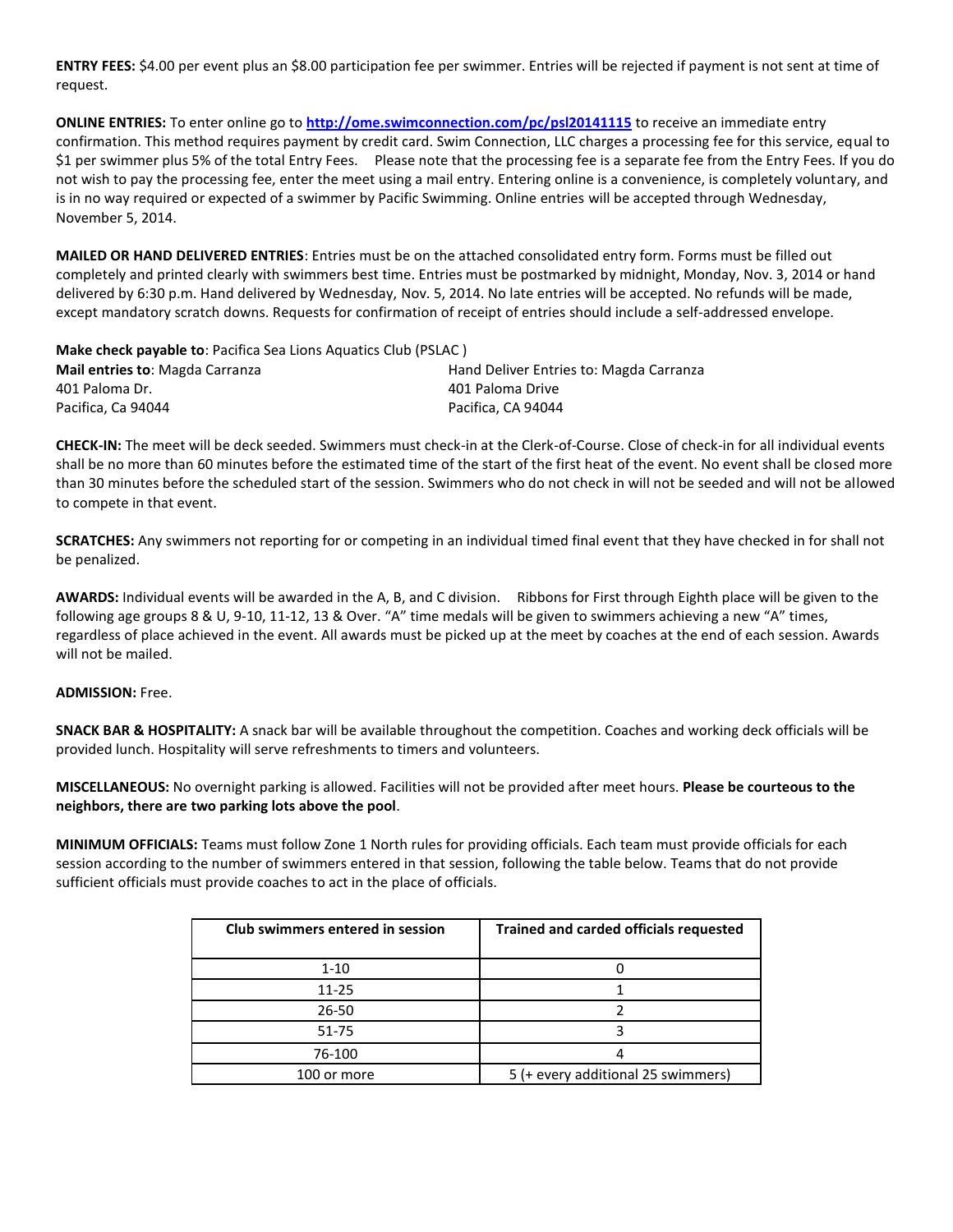**ENTRY FEES:** $4.00 per event plus an $8.00 participation fee per swimmer. Entries will be rejected if payment is not sent at time of request.

**ONLINE ENTRIES:** To enter online go to **http://ome.swimconnection.com/pc/psl20141115** to receive an immediate entry confirmation. This method requires payment by credit card. Swim Connection, LLC charges a processing fee for this service, equal to $1 per swimmer plus 5% of the total Entry Fees. Please note that the processing fee is a separate fee from the Entry Fees. If you do not wish to pay the processing fee, enter the meet using a mail entry. Entering online is a convenience, is completely voluntary, and is in no way required or expected of a swimmer by Pacific Swimming. Online entries will be accepted through Wednesday, November 5, 2014.

**MAILED OR HAND DELIVERED ENTRIES**: Entries must be on the attached consolidated entry form. Forms must be filled out completely and printed clearly with swimmers best time. Entries must be postmarked by midnight, Monday, Nov. 3, 2014 or hand delivered by 6:30 p.m. Hand delivered by Wednesday, Nov. 5, 2014. No late entries will be accepted. No refunds will be made, except mandatory scratch downs. Requests for confirmation of receipt of entries should include a self-addressed envelope.

**Make check payable to**: Pacifica Sea Lions Aquatics Club (PSLAC )

**Mail entries to**: Magda Carranza
401 Paloma Dr.
Pacifica, Ca 94044

Hand Deliver Entries to: Magda Carranza
401 Paloma Drive
Pacifica, CA 94044

**CHECK-IN:** The meet will be deck seeded. Swimmers must check-in at the Clerk-of-Course. Close of check-in for all individual events shall be no more than 60 minutes before the estimated time of the start of the first heat of the event. No event shall be closed more than 30 minutes before the scheduled start of the session. Swimmers who do not check in will not be seeded and will not be allowed to compete in that event.

**SCRATCHES:** Any swimmers not reporting for or competing in an individual timed final event that they have checked in for shall not be penalized.

**AWARDS:** Individual events will be awarded in the A, B, and C division. Ribbons for First through Eighth place will be given to the following age groups 8 & U, 9-10, 11-12, 13 & Over. "A" time medals will be given to swimmers achieving a new "A" times, regardless of place achieved in the event. All awards must be picked up at the meet by coaches at the end of each session. Awards will not be mailed.

**ADMISSION:** Free.

**SNACK BAR & HOSPITALITY:** A snack bar will be available throughout the competition. Coaches and working deck officials will be provided lunch. Hospitality will serve refreshments to timers and volunteers.

**MISCELLANEOUS:** No overnight parking is allowed. Facilities will not be provided after meet hours. **Please be courteous to the neighbors, there are two parking lots above the pool**.

**MINIMUM OFFICIALS:** Teams must follow Zone 1 North rules for providing officials. Each team must provide officials for each session according to the number of swimmers entered in that session, following the table below. Teams that do not provide sufficient officials must provide coaches to act in the place of officials.

| Club swimmers entered in session | Trained and carded officials requested |
|---|---|
| 1-10 | 0 |
| 11-25 | 1 |
| 26-50 | 2 |
| 51-75 | 3 |
| 76-100 | 4 |
| 100 or more | 5 (+ every additional 25 swimmers) |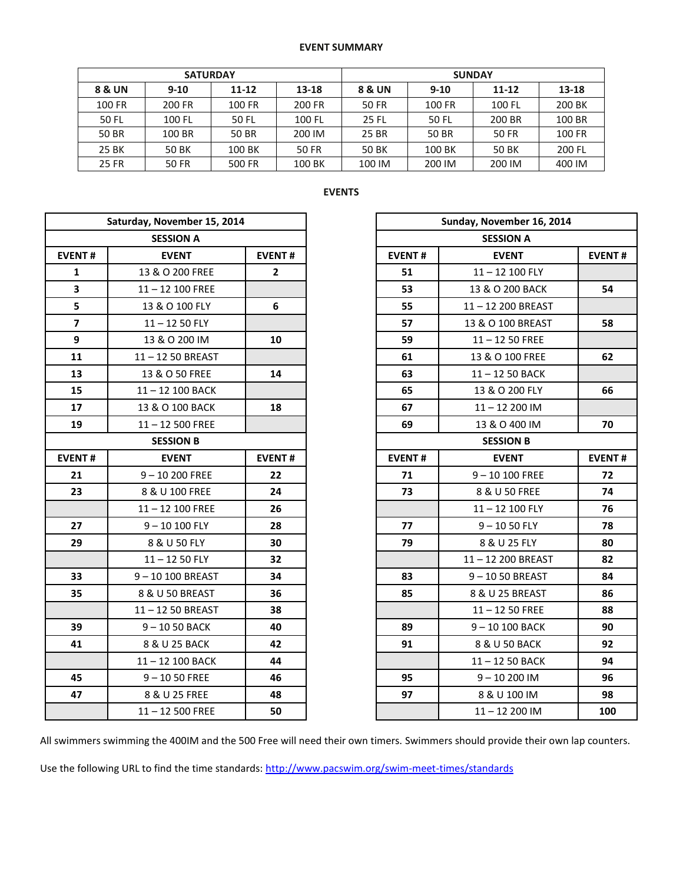**EVENT SUMMARY**

| SATURDAY | | | | SUNDAY | | | |
|---|---|---|---|---|---|---|---|
| 8 & UN | 9-10 | 11-12 | 13-18 | 8 & UN | 9-10 | 11-12 | 13-18 |
| 100 FR | 200 FR | 100 FR | 200 FR | 50 FR | 100 FR | 100 FL | 200 BK |
| 50 FL | 100 FL | 50 FL | 100 FL | 25 FL | 50 FL | 200 BR | 100 BR |
| 50 BR | 100 BR | 50 BR | 200 IM | 25 BR | 50 BR | 50 FR | 100 FR |
| 25 BK | 50 BK | 100 BK | 50 FR | 50 BK | 100 BK | 50 BK | 200 FL |
| 25 FR | 50 FR | 500 FR | 100 BK | 100 IM | 200 IM | 200 IM | 400 IM |

**EVENTS**

| Saturday, November 15, 2014 | | |
|---|---|---|
| **SESSION A** | | |
| **EVENT #** | **EVENT** | **EVENT #** |
| 1 | 13 & O 200 FREE | 2 |
| 3 | 11 – 12 100 FREE | |
| 5 | 13 & O 100 FLY | 6 |
| 7 | 11 – 12 50 FLY | |
| 9 | 13 & O 200 IM | 10 |
| 11 | 11 – 12 50 BREAST | |
| 13 | 13 & O 50 FREE | 14 |
| 15 | 11 – 12 100 BACK | |
| 17 | 13 & O 100 BACK | 18 |
| 19 | 11 – 12 500 FREE | |
| **SESSION B** | | |
| **EVENT #** | **EVENT** | **EVENT #** |
| 21 | 9 – 10 200 FREE | 22 |
| 23 | 8 & U 100 FREE | 24 |
| | 11 – 12 100 FREE | 26 |
| 27 | 9 – 10 100 FLY | 28 |
| 29 | 8 & U 50 FLY | 30 |
| | 11 – 12 50 FLY | 32 |
| 33 | 9 – 10 100 BREAST | 34 |
| 35 | 8 & U 50 BREAST | 36 |
| | 11 – 12 50 BREAST | 38 |
| 39 | 9 – 10 50 BACK | 40 |
| 41 | 8 & U 25 BACK | 42 |
| | 11 – 12 100 BACK | 44 |
| 45 | 9 – 10 50 FREE | 46 |
| 47 | 8 & U 25 FREE | 48 |
| | 11 – 12 500 FREE | 50 |

| Sunday, November 16, 2014 | | |
|---|---|---|
| **SESSION A** | | |
| **EVENT #** | **EVENT** | **EVENT #** |
| 51 | 11 – 12 100 FLY | |
| 53 | 13 & O 200 BACK | 54 |
| 55 | 11 – 12 200 BREAST | |
| 57 | 13 & O 100 BREAST | 58 |
| 59 | 11 – 12 50 FREE | |
| 61 | 13 & O 100 FREE | 62 |
| 63 | 11 – 12 50 BACK | |
| 65 | 13 & O 200 FLY | 66 |
| 67 | 11 – 12 200 IM | |
| 69 | 13 & O 400 IM | 70 |
| **SESSION B** | | |
| **EVENT #** | **EVENT** | **EVENT #** |
| 71 | 9 – 10 100 FREE | 72 |
| 73 | 8 & U 50 FREE | 74 |
| | 11 – 12 100 FLY | 76 |
| 77 | 9 – 10 50 FLY | 78 |
| 79 | 8 & U 25 FLY | 80 |
| | 11 – 12 200 BREAST | 82 |
| 83 | 9 – 10 50 BREAST | 84 |
| 85 | 8 & U 25 BREAST | 86 |
| | 11 – 12 50 FREE | 88 |
| 89 | 9 – 10 100 BACK | 90 |
| 91 | 8 & U 50 BACK | 92 |
| | 11 – 12 50 BACK | 94 |
| 95 | 9 – 10 200 IM | 96 |
| 97 | 8 & U 100 IM | 98 |
| | 11 – 12 200 IM | 100 |

All swimmers swimming the 400IM and the 500 Free will need their own timers. Swimmers should provide their own lap counters.

Use the following URL to find the time standards: http://www.pacswim.org/swim-meet-times/standards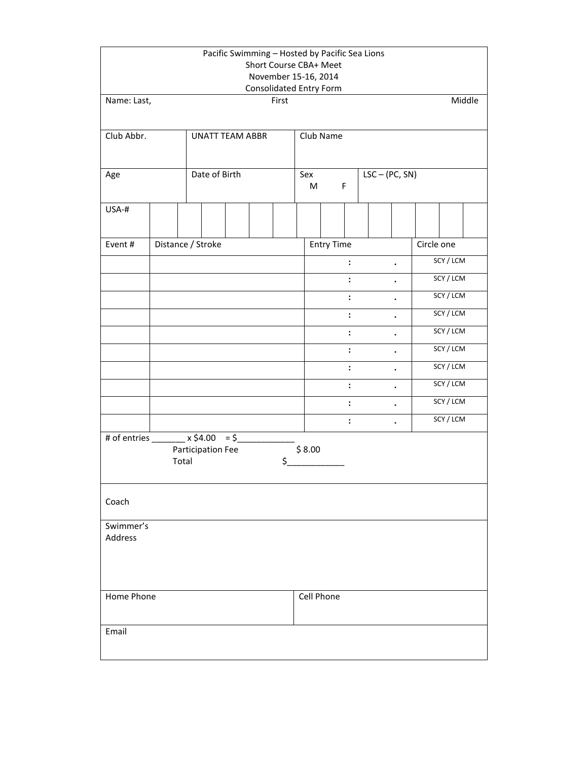Pacific Swimming – Hosted by Pacific Sea Lions
Short Course CBA+ Meet
November 15-16, 2014
Consolidated Entry Form

| Name: Last, | First | Middle |
|---|---|---|
| | | |

| Club Abbr. | UNATT TEAM ABBR | Club Name |
|---|---|---|
| | | |

| Age | Date of Birth | Sex M F | LSC – (PC, SN) |
|---|---|---|---|
| | | | |

| USA-# | | | | | | | | | | | | | | |
|---|---|---|---|---|---|---|---|---|---|---|---|---|---|---|
| | | | | | | | | | | | | | | |

| Event # | Distance / Stroke | Entry Time | Circle one |
|---|---|---|---|
| | | : . | SCY / LCM |
| | | : . | SCY / LCM |
| | | : . | SCY / LCM |
| | | : . | SCY / LCM |
| | | : . | SCY / LCM |
| | | : . | SCY / LCM |
| | | : . | SCY / LCM |
| | | : . | SCY / LCM |
| | | : . | SCY / LCM |
| | | : . | SCY / LCM |

# of entries _______ x $4.00 = $____________
Participation Fee $ 8.00
Total $____________

| | |
|---|---|
| Coach | |
| Swimmer's Address | |

| Home Phone | Cell Phone |
|---|---|
| | |

| Email |
|---|
| |